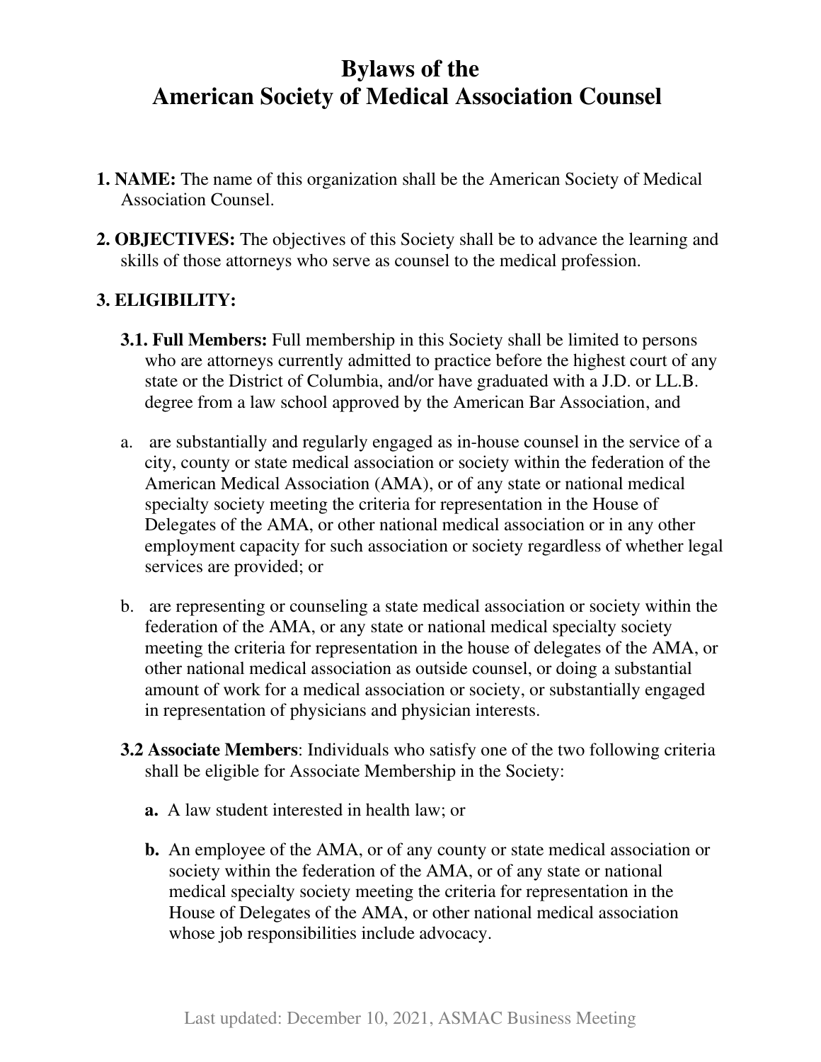# Bylaws of the
# American Society of Medical Association Counsel

**1. NAME:** The name of this organization shall be the American Society of Medical Association Counsel.

**2. OBJECTIVES:** The objectives of this Society shall be to advance the learning and skills of those attorneys who serve as counsel to the medical profession.

**3. ELIGIBILITY:**

**3.1. Full Members:** Full membership in this Society shall be limited to persons who are attorneys currently admitted to practice before the highest court of any state or the District of Columbia, and/or have graduated with a J.D. or LL.B. degree from a law school approved by the American Bar Association, and

a. are substantially and regularly engaged as in-house counsel in the service of a city, county or state medical association or society within the federation of the American Medical Association (AMA), or of any state or national medical specialty society meeting the criteria for representation in the House of Delegates of the AMA, or other national medical association or in any other employment capacity for such association or society regardless of whether legal services are provided; or

b. are representing or counseling a state medical association or society within the federation of the AMA, or any state or national medical specialty society meeting the criteria for representation in the house of delegates of the AMA, or other national medical association as outside counsel, or doing a substantial amount of work for a medical association or society, or substantially engaged in representation of physicians and physician interests.

**3.2 Associate Members**: Individuals who satisfy one of the two following criteria shall be eligible for Associate Membership in the Society:

**a.** A law student interested in health law; or

**b.** An employee of the AMA, or of any county or state medical association or society within the federation of the AMA, or of any state or national medical specialty society meeting the criteria for representation in the House of Delegates of the AMA, or other national medical association whose job responsibilities include advocacy.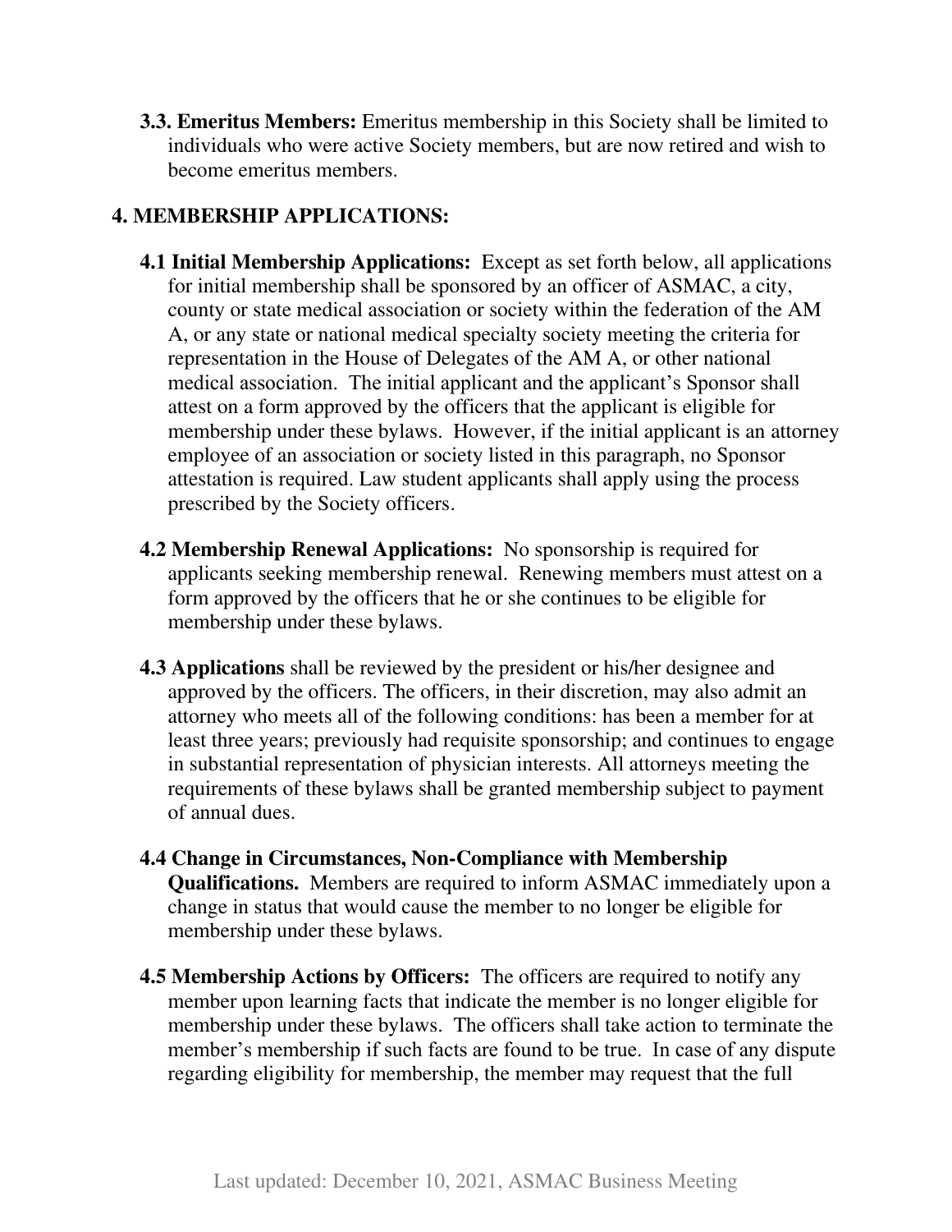**3.3. Emeritus Members:** Emeritus membership in this Society shall be limited to individuals who were active Society members, but are now retired and wish to become emeritus members.

## 4. MEMBERSHIP APPLICATIONS:

**4.1 Initial Membership Applications:** Except as set forth below, all applications for initial membership shall be sponsored by an officer of ASMAC, a city, county or state medical association or society within the federation of the AM A, or any state or national medical specialty society meeting the criteria for representation in the House of Delegates of the AM A, or other national medical association. The initial applicant and the applicant's Sponsor shall attest on a form approved by the officers that the applicant is eligible for membership under these bylaws. However, if the initial applicant is an attorney employee of an association or society listed in this paragraph, no Sponsor attestation is required. Law student applicants shall apply using the process prescribed by the Society officers.

**4.2 Membership Renewal Applications:** No sponsorship is required for applicants seeking membership renewal. Renewing members must attest on a form approved by the officers that he or she continues to be eligible for membership under these bylaws.

**4.3 Applications** shall be reviewed by the president or his/her designee and approved by the officers. The officers, in their discretion, may also admit an attorney who meets all of the following conditions: has been a member for at least three years; previously had requisite sponsorship; and continues to engage in substantial representation of physician interests. All attorneys meeting the requirements of these bylaws shall be granted membership subject to payment of annual dues.

**4.4 Change in Circumstances, Non-Compliance with Membership Qualifications.** Members are required to inform ASMAC immediately upon a change in status that would cause the member to no longer be eligible for membership under these bylaws.

**4.5 Membership Actions by Officers:** The officers are required to notify any member upon learning facts that indicate the member is no longer eligible for membership under these bylaws. The officers shall take action to terminate the member's membership if such facts are found to be true. In case of any dispute regarding eligibility for membership, the member may request that the full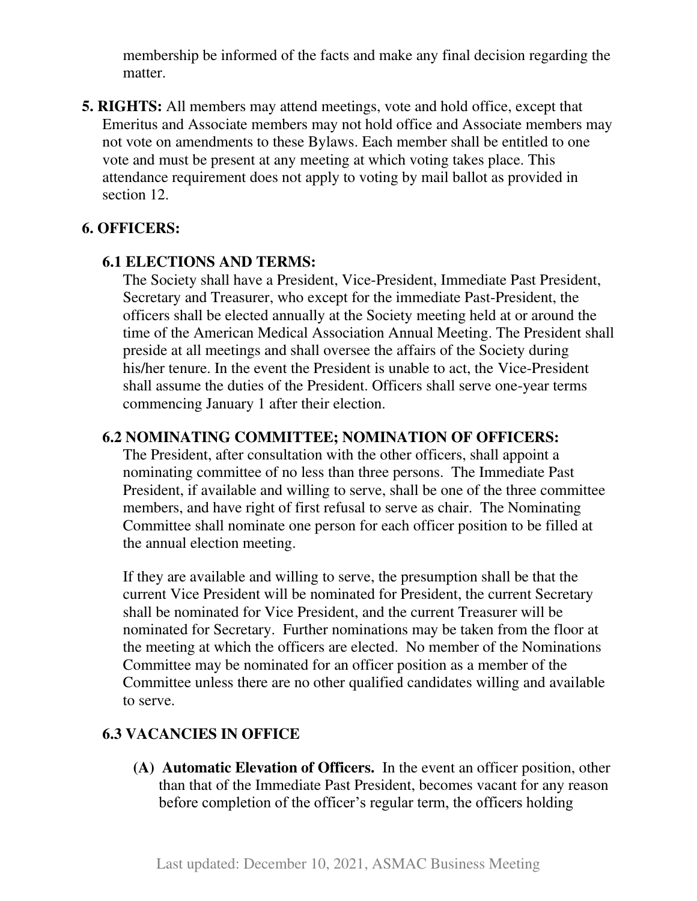membership be informed of the facts and make any final decision regarding the matter.

**5. RIGHTS:** All members may attend meetings, vote and hold office, except that Emeritus and Associate members may not hold office and Associate members may not vote on amendments to these Bylaws. Each member shall be entitled to one vote and must be present at any meeting at which voting takes place. This attendance requirement does not apply to voting by mail ballot as provided in section 12.

## 6. OFFICERS:

### 6.1 ELECTIONS AND TERMS:

The Society shall have a President, Vice-President, Immediate Past President, Secretary and Treasurer, who except for the immediate Past-President, the officers shall be elected annually at the Society meeting held at or around the time of the American Medical Association Annual Meeting. The President shall preside at all meetings and shall oversee the affairs of the Society during his/her tenure. In the event the President is unable to act, the Vice-President shall assume the duties of the President. Officers shall serve one-year terms commencing January 1 after their election.

### 6.2 NOMINATING COMMITTEE; NOMINATION OF OFFICERS:

The President, after consultation with the other officers, shall appoint a nominating committee of no less than three persons. The Immediate Past President, if available and willing to serve, shall be one of the three committee members, and have right of first refusal to serve as chair. The Nominating Committee shall nominate one person for each officer position to be filled at the annual election meeting.

If they are available and willing to serve, the presumption shall be that the current Vice President will be nominated for President, the current Secretary shall be nominated for Vice President, and the current Treasurer will be nominated for Secretary. Further nominations may be taken from the floor at the meeting at which the officers are elected. No member of the Nominations Committee may be nominated for an officer position as a member of the Committee unless there are no other qualified candidates willing and available to serve.

### 6.3 VACANCIES IN OFFICE

**(A) Automatic Elevation of Officers.** In the event an officer position, other than that of the Immediate Past President, becomes vacant for any reason before completion of the officer's regular term, the officers holding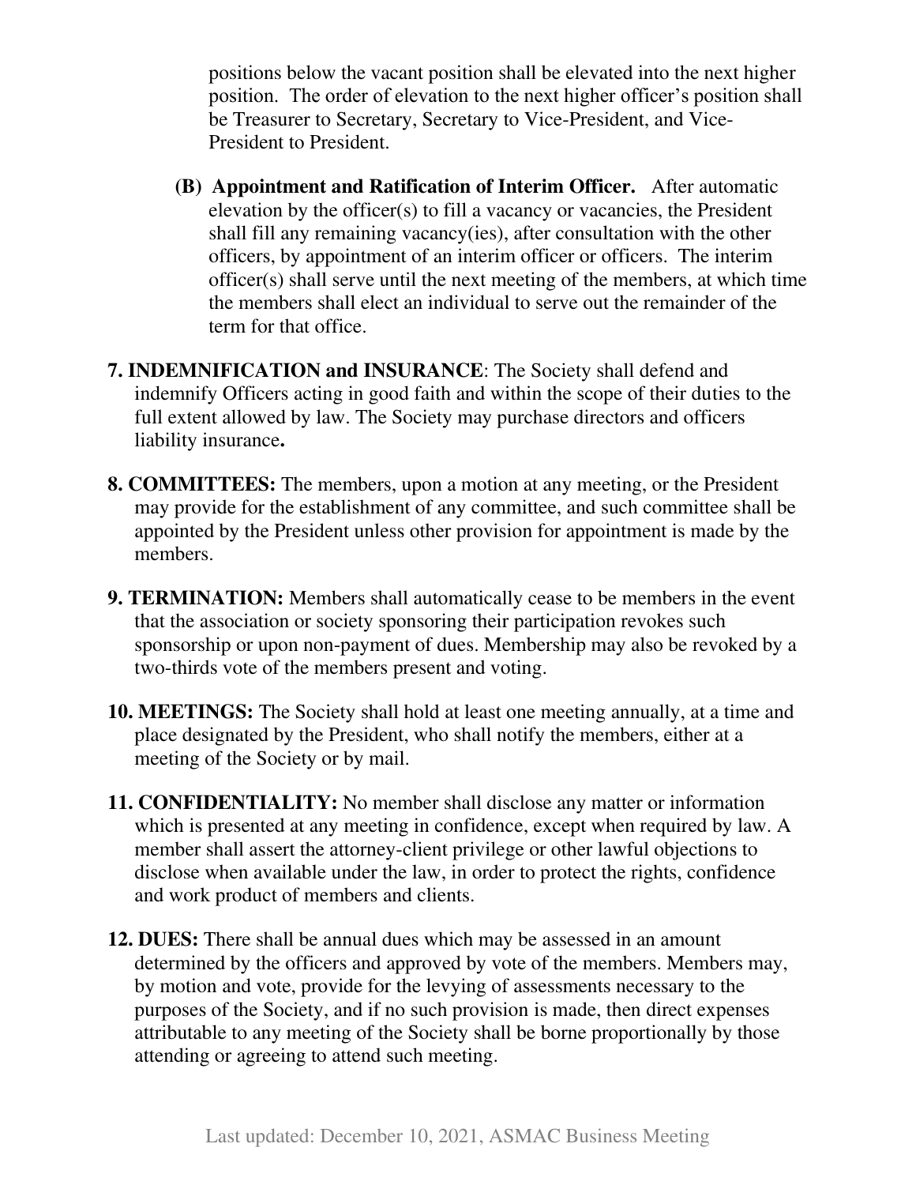positions below the vacant position shall be elevated into the next higher position. The order of elevation to the next higher officer's position shall be Treasurer to Secretary, Secretary to Vice-President, and Vice-President to President.

**(B) Appointment and Ratification of Interim Officer.** After automatic elevation by the officer(s) to fill a vacancy or vacancies, the President shall fill any remaining vacancy(ies), after consultation with the other officers, by appointment of an interim officer or officers. The interim officer(s) shall serve until the next meeting of the members, at which time the members shall elect an individual to serve out the remainder of the term for that office.

**7. INDEMNIFICATION and INSURANCE**: The Society shall defend and indemnify Officers acting in good faith and within the scope of their duties to the full extent allowed by law. The Society may purchase directors and officers liability insurance**.**

**8. COMMITTEES:** The members, upon a motion at any meeting, or the President may provide for the establishment of any committee, and such committee shall be appointed by the President unless other provision for appointment is made by the members.

**9. TERMINATION:** Members shall automatically cease to be members in the event that the association or society sponsoring their participation revokes such sponsorship or upon non-payment of dues. Membership may also be revoked by a two-thirds vote of the members present and voting.

**10. MEETINGS:** The Society shall hold at least one meeting annually, at a time and place designated by the President, who shall notify the members, either at a meeting of the Society or by mail.

**11. CONFIDENTIALITY:** No member shall disclose any matter or information which is presented at any meeting in confidence, except when required by law. A member shall assert the attorney-client privilege or other lawful objections to disclose when available under the law, in order to protect the rights, confidence and work product of members and clients.

**12. DUES:** There shall be annual dues which may be assessed in an amount determined by the officers and approved by vote of the members. Members may, by motion and vote, provide for the levying of assessments necessary to the purposes of the Society, and if no such provision is made, then direct expenses attributable to any meeting of the Society shall be borne proportionally by those attending or agreeing to attend such meeting.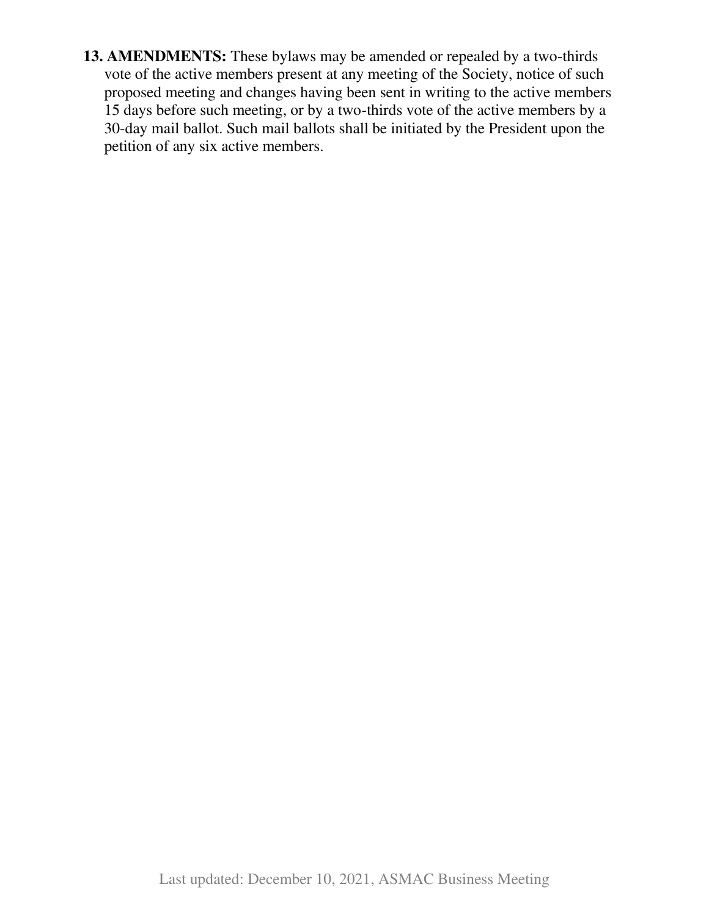13. **AMENDMENTS:** These bylaws may be amended or repealed by a two-thirds vote of the active members present at any meeting of the Society, notice of such proposed meeting and changes having been sent in writing to the active members 15 days before such meeting, or by a two-thirds vote of the active members by a 30-day mail ballot. Such mail ballots shall be initiated by the President upon the petition of any six active members.

Last updated: December 10, 2021, ASMAC Business Meeting